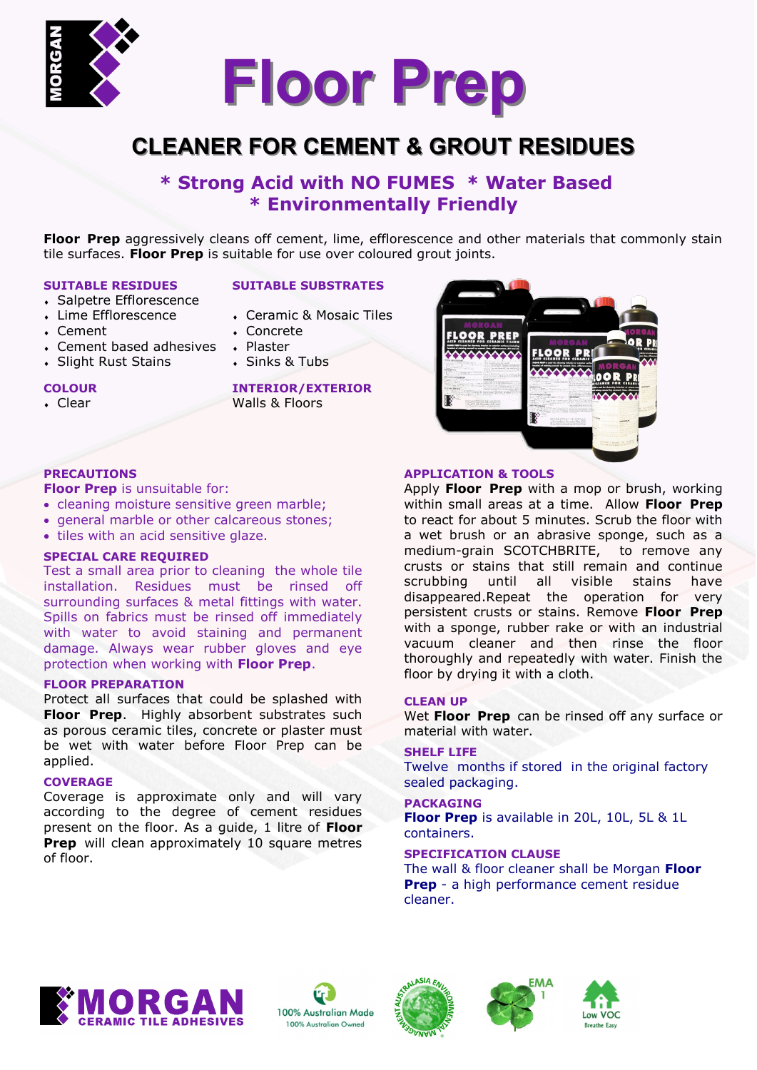# Floor Prep

## CLEANER FOR CEMENT & GROUT RESIDUES

### * Strong Acid with NO FUMES * Water Based
### * Environmentally Friendly

**Floor Prep** aggressively cleans off cement, lime, efflorescence and other materials that commonly stain tile surfaces. **Floor Prep** is suitable for use over coloured grout joints.

**SUITABLE RESIDUES**

- Salpetre Efflorescence
- Lime Efflorescence
- Cement
- Cement based adhesives
- Slight Rust Stains

**SUITABLE SUBSTRATES**

- Ceramic & Mosaic Tiles
- Concrete
- Plaster
- Sinks & Tubs

**COLOUR**

- Clear

**INTERIOR/EXTERIOR**

Walls & Floors

**PRECAUTIONS**

**Floor Prep** is unsuitable for:

- cleaning moisture sensitive green marble;
- general marble or other calcareous stones;
- tiles with an acid sensitive glaze.

**SPECIAL CARE REQUIRED**

Test a small area prior to cleaning the whole tile installation. Residues must be rinsed off surrounding surfaces & metal fittings with water. Spills on fabrics must be rinsed off immediately with water to avoid staining and permanent damage. Always wear rubber gloves and eye protection when working with **Floor Prep**.

**FLOOR PREPARATION**

Protect all surfaces that could be splashed with **Floor Prep**. Highly absorbent substrates such as porous ceramic tiles, concrete or plaster must be wet with water before Floor Prep can be applied.

**COVERAGE**

Coverage is approximate only and will vary according to the degree of cement residues present on the floor. As a guide, 1 litre of **Floor Prep** will clean approximately 10 square metres of floor.

**APPLICATION & TOOLS**

Apply **Floor Prep** with a mop or brush, working within small areas at a time. Allow **Floor Prep** to react for about 5 minutes. Scrub the floor with a wet brush or an abrasive sponge, such as a medium-grain SCOTCHBRITE, to remove any crusts or stains that still remain and continue scrubbing until all visible stains have disappeared.Repeat the operation for very persistent crusts or stains. Remove **Floor Prep** with a sponge, rubber rake or with an industrial vacuum cleaner and then rinse the floor thoroughly and repeatedly with water. Finish the floor by drying it with a cloth.

**CLEAN UP**

Wet **Floor Prep** can be rinsed off any surface or material with water.

**SHELF LIFE**

Twelve months if stored in the original factory sealed packaging.

**PACKAGING**

**Floor Prep** is available in 20L, 10L, 5L & 1L containers.

**SPECIFICATION CLAUSE**

The wall & floor cleaner shall be Morgan **Floor Prep** - a high performance cement residue cleaner.

MORGAN CERAMIC TILE ADHESIVES

100% Australian Made — 100% Australian Owned

Low VOC — Breathe Easy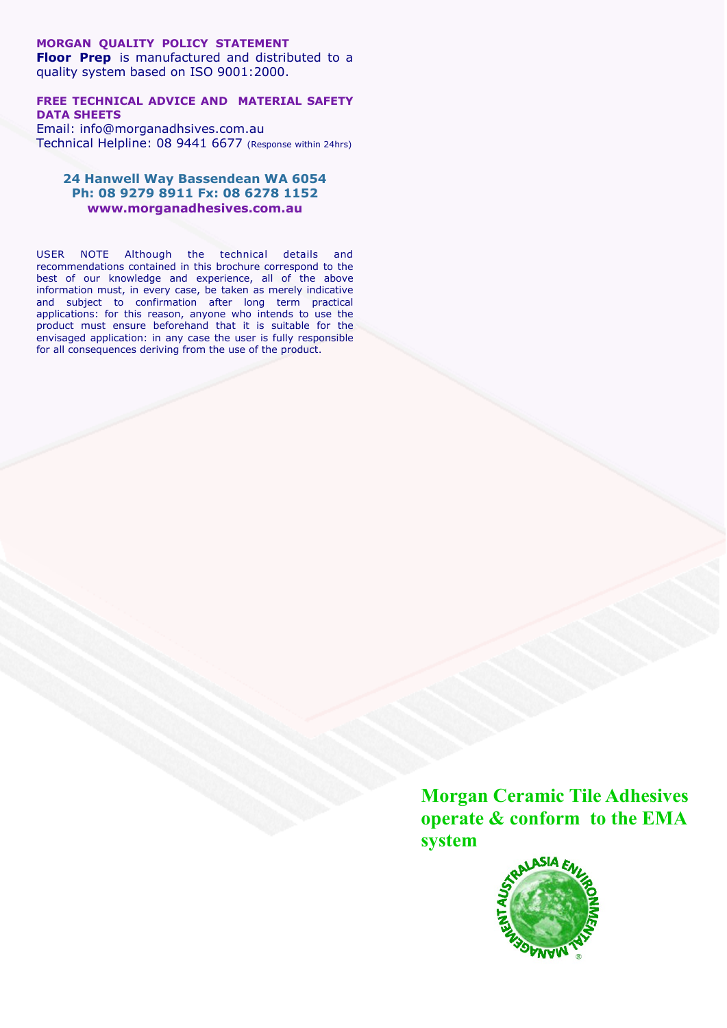**MORGAN QUALITY POLICY STATEMENT**

**Floor Prep** is manufactured and distributed to a quality system based on ISO 9001:2000.

**FREE TECHNICAL ADVICE AND MATERIAL SAFETY DATA SHEETS**

Email: info@morganadhsives.com.au
Technical Helpline: 08 9441 6677 (Response within 24hrs)

**24 Hanwell Way Bassendean WA 6054**
**Ph: 08 9279 8911 Fx: 08 6278 1152**
**www.morganadhesives.com.au**

USER NOTE Although the technical details and recommendations contained in this brochure correspond to the best of our knowledge and experience, all of the above information must, in every case, be taken as merely indicative and subject to confirmation after long term practical applications: for this reason, anyone who intends to use the product must ensure beforehand that it is suitable for the envisaged application: in any case the user is fully responsible for all consequences deriving from the use of the product.

**Morgan Ceramic Tile Adhesives operate & conform to the EMA system**

AUSTRALASIA ENVIRONMENTAL MANAGEMENT ®